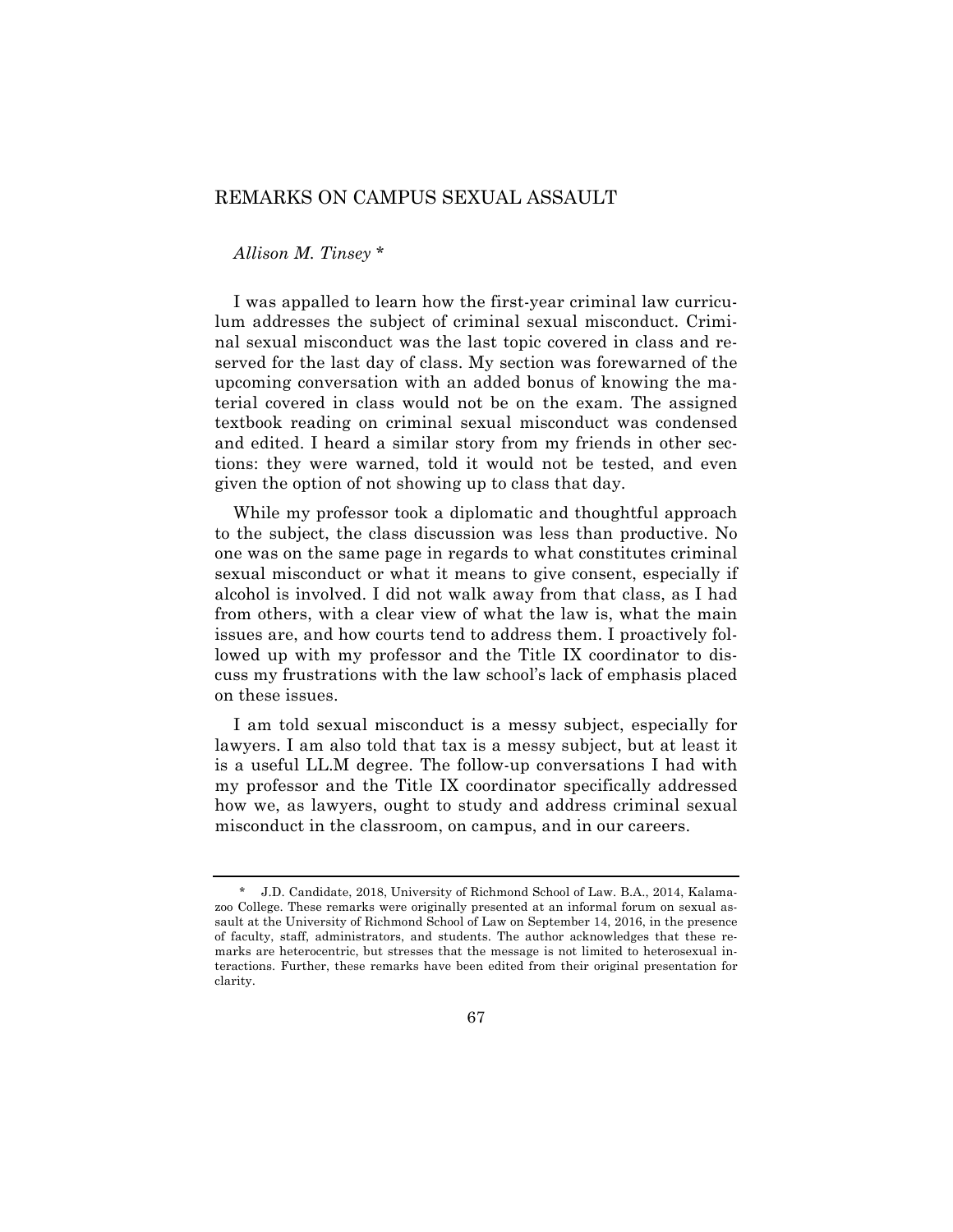# REMARKS ON CAMPUS SEXUAL ASSAULT

*Allison M. Tinsey* *

I was appalled to learn how the first-year criminal law curriculum addresses the subject of criminal sexual misconduct. Criminal sexual misconduct was the last topic covered in class and reserved for the last day of class. My section was forewarned of the upcoming conversation with an added bonus of knowing the material covered in class would not be on the exam. The assigned textbook reading on criminal sexual misconduct was condensed and edited. I heard a similar story from my friends in other sections: they were warned, told it would not be tested, and even given the option of not showing up to class that day.

While my professor took a diplomatic and thoughtful approach to the subject, the class discussion was less than productive. No one was on the same page in regards to what constitutes criminal sexual misconduct or what it means to give consent, especially if alcohol is involved. I did not walk away from that class, as I had from others, with a clear view of what the law is, what the main issues are, and how courts tend to address them. I proactively followed up with my professor and the Title IX coordinator to discuss my frustrations with the law school's lack of emphasis placed on these issues.

I am told sexual misconduct is a messy subject, especially for lawyers. I am also told that tax is a messy subject, but at least it is a useful LL.M degree. The follow-up conversations I had with my professor and the Title IX coordinator specifically addressed how we, as lawyers, ought to study and address criminal sexual misconduct in the classroom, on campus, and in our careers.

---

\* J.D. Candidate, 2018, University of Richmond School of Law. B.A., 2014, Kalamazoo College. These remarks were originally presented at an informal forum on sexual assault at the University of Richmond School of Law on September 14, 2016, in the presence of faculty, staff, administrators, and students. The author acknowledges that these remarks are heterocentric, but stresses that the message is not limited to heterosexual interactions. Further, these remarks have been edited from their original presentation for clarity.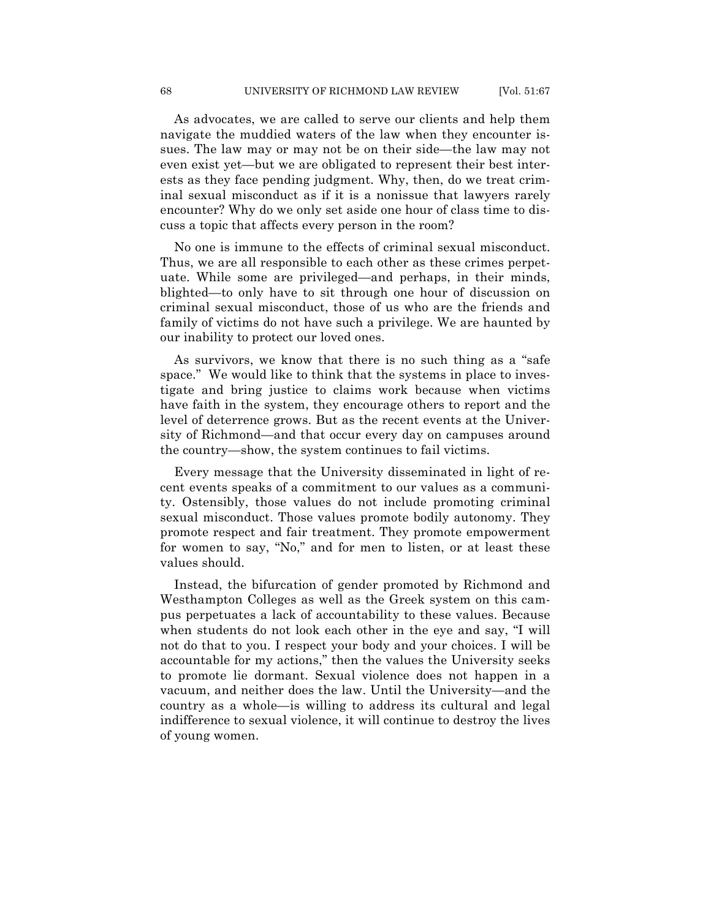As advocates, we are called to serve our clients and help them navigate the muddied waters of the law when they encounter issues. The law may or may not be on their side—the law may not even exist yet—but we are obligated to represent their best interests as they face pending judgment. Why, then, do we treat criminal sexual misconduct as if it is a nonissue that lawyers rarely encounter? Why do we only set aside one hour of class time to discuss a topic that affects every person in the room?

No one is immune to the effects of criminal sexual misconduct. Thus, we are all responsible to each other as these crimes perpetuate. While some are privileged—and perhaps, in their minds, blighted—to only have to sit through one hour of discussion on criminal sexual misconduct, those of us who are the friends and family of victims do not have such a privilege. We are haunted by our inability to protect our loved ones.

As survivors, we know that there is no such thing as a "safe space." We would like to think that the systems in place to investigate and bring justice to claims work because when victims have faith in the system, they encourage others to report and the level of deterrence grows. But as the recent events at the University of Richmond—and that occur every day on campuses around the country—show, the system continues to fail victims.

Every message that the University disseminated in light of recent events speaks of a commitment to our values as a community. Ostensibly, those values do not include promoting criminal sexual misconduct. Those values promote bodily autonomy. They promote respect and fair treatment. They promote empowerment for women to say, "No," and for men to listen, or at least these values should.

Instead, the bifurcation of gender promoted by Richmond and Westhampton Colleges as well as the Greek system on this campus perpetuates a lack of accountability to these values. Because when students do not look each other in the eye and say, "I will not do that to you. I respect your body and your choices. I will be accountable for my actions," then the values the University seeks to promote lie dormant. Sexual violence does not happen in a vacuum, and neither does the law. Until the University—and the country as a whole—is willing to address its cultural and legal indifference to sexual violence, it will continue to destroy the lives of young women.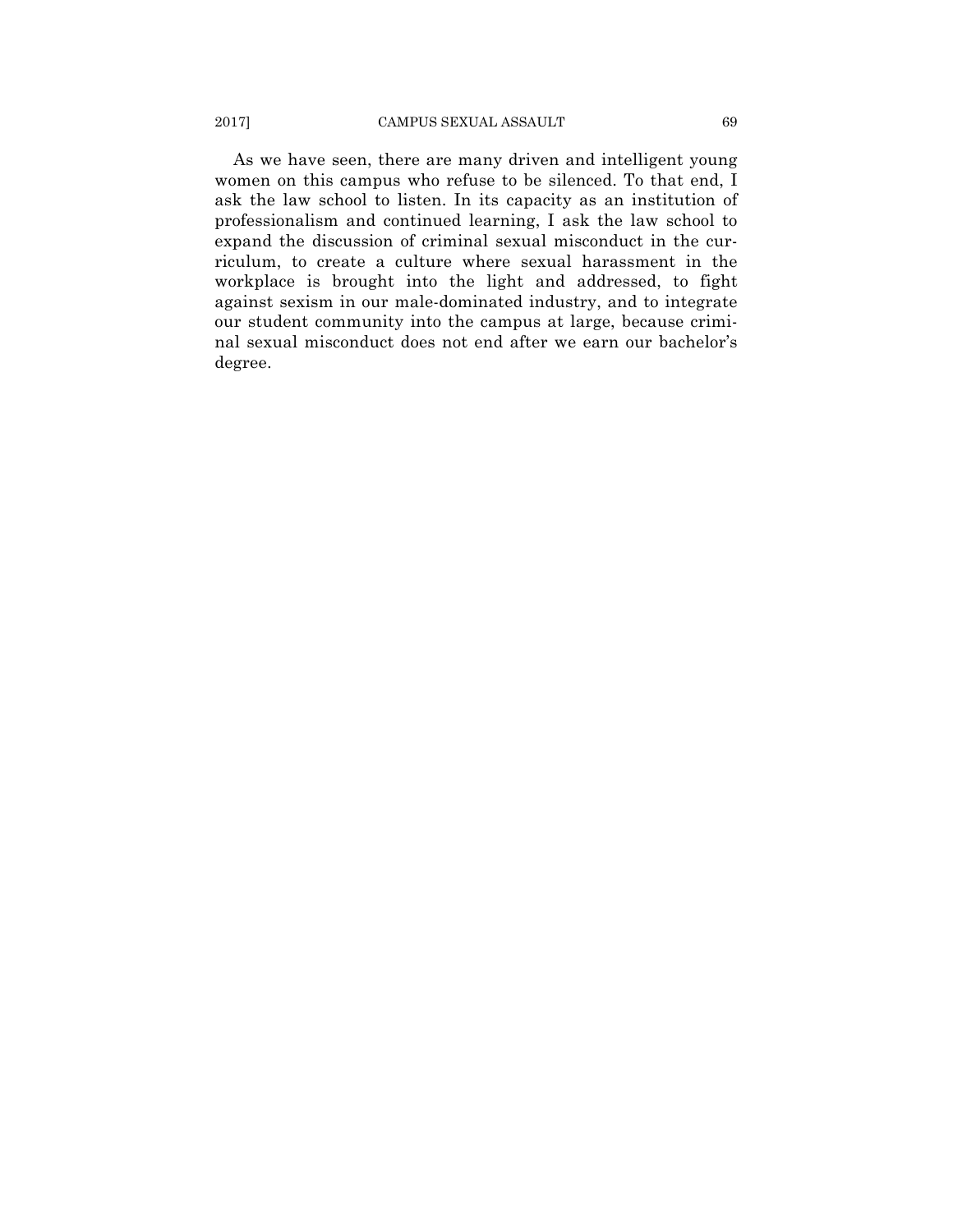As we have seen, there are many driven and intelligent young women on this campus who refuse to be silenced. To that end, I ask the law school to listen. In its capacity as an institution of professionalism and continued learning, I ask the law school to expand the discussion of criminal sexual misconduct in the curriculum, to create a culture where sexual harassment in the workplace is brought into the light and addressed, to fight against sexism in our male-dominated industry, and to integrate our student community into the campus at large, because criminal sexual misconduct does not end after we earn our bachelor's degree.